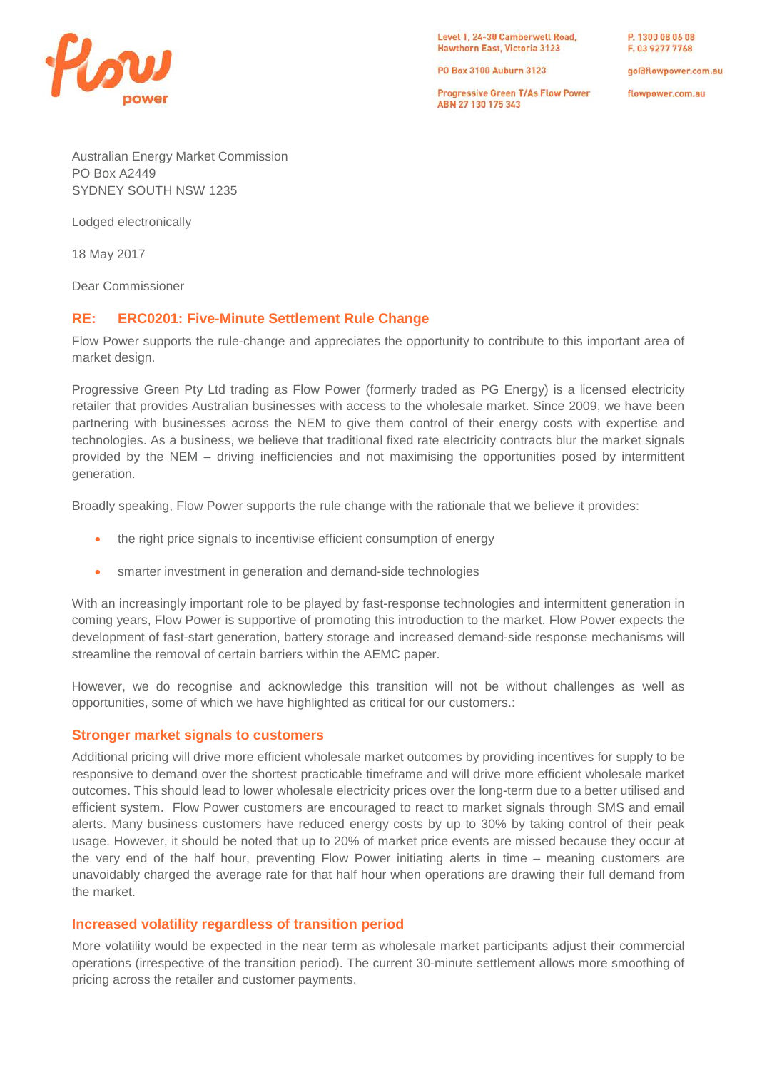Level 1, 24-30 Camberwell Road, Hawthorn East, Victoria 3123

PO Box 3100 Auburn 3123

Progressive Green T/As Flow Power
ABN 27 130 175 343

P. 1300 08 06 08
F. 03 9277 7768

go@flowpower.com.au

flowpower.com.au

Australian Energy Market Commission
PO Box A2449
SYDNEY SOUTH NSW 1235

Lodged electronically

18 May 2017

Dear Commissioner

## RE: ERC0201: Five-Minute Settlement Rule Change

Flow Power supports the rule-change and appreciates the opportunity to contribute to this important area of market design.

Progressive Green Pty Ltd trading as Flow Power (formerly traded as PG Energy) is a licensed electricity retailer that provides Australian businesses with access to the wholesale market. Since 2009, we have been partnering with businesses across the NEM to give them control of their energy costs with expertise and technologies. As a business, we believe that traditional fixed rate electricity contracts blur the market signals provided by the NEM – driving inefficiencies and not maximising the opportunities posed by intermittent generation.

Broadly speaking, Flow Power supports the rule change with the rationale that we believe it provides:

- the right price signals to incentivise efficient consumption of energy
- smarter investment in generation and demand-side technologies

With an increasingly important role to be played by fast-response technologies and intermittent generation in coming years, Flow Power is supportive of promoting this introduction to the market. Flow Power expects the development of fast-start generation, battery storage and increased demand-side response mechanisms will streamline the removal of certain barriers within the AEMC paper.

However, we do recognise and acknowledge this transition will not be without challenges as well as opportunities, some of which we have highlighted as critical for our customers.:

### Stronger market signals to customers

Additional pricing will drive more efficient wholesale market outcomes by providing incentives for supply to be responsive to demand over the shortest practicable timeframe and will drive more efficient wholesale market outcomes. This should lead to lower wholesale electricity prices over the long-term due to a better utilised and efficient system. Flow Power customers are encouraged to react to market signals through SMS and email alerts. Many business customers have reduced energy costs by up to 30% by taking control of their peak usage. However, it should be noted that up to 20% of market price events are missed because they occur at the very end of the half hour, preventing Flow Power initiating alerts in time – meaning customers are unavoidably charged the average rate for that half hour when operations are drawing their full demand from the market.

### Increased volatility regardless of transition period

More volatility would be expected in the near term as wholesale market participants adjust their commercial operations (irrespective of the transition period). The current 30-minute settlement allows more smoothing of pricing across the retailer and customer payments.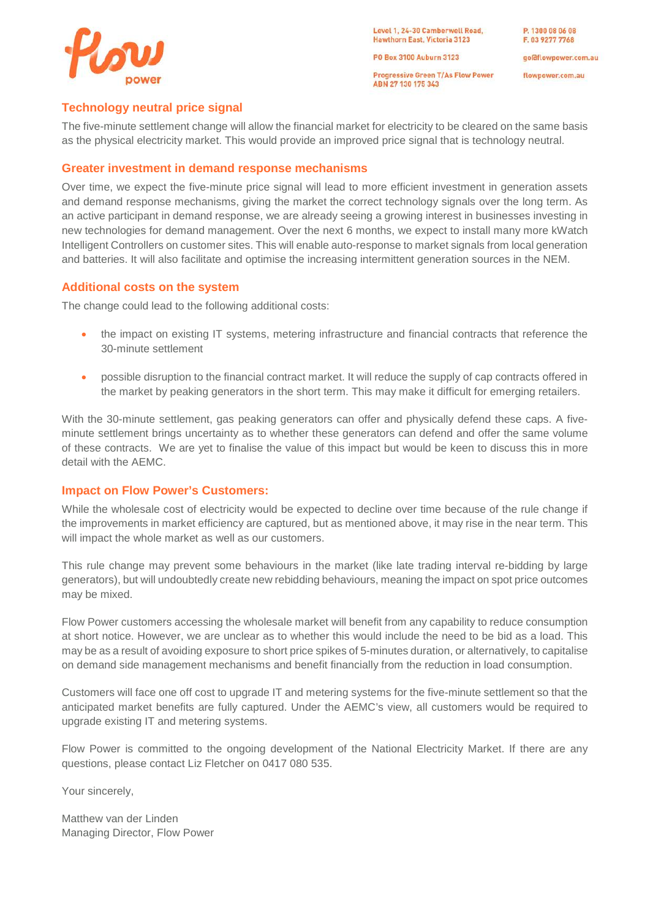## Technology neutral price signal

The five-minute settlement change will allow the financial market for electricity to be cleared on the same basis as the physical electricity market. This would provide an improved price signal that is technology neutral.

## Greater investment in demand response mechanisms

Over time, we expect the five-minute price signal will lead to more efficient investment in generation assets and demand response mechanisms, giving the market the correct technology signals over the long term. As an active participant in demand response, we are already seeing a growing interest in businesses investing in new technologies for demand management. Over the next 6 months, we expect to install many more kWatch Intelligent Controllers on customer sites. This will enable auto-response to market signals from local generation and batteries. It will also facilitate and optimise the increasing intermittent generation sources in the NEM.

## Additional costs on the system

The change could lead to the following additional costs:

- the impact on existing IT systems, metering infrastructure and financial contracts that reference the 30-minute settlement
- possible disruption to the financial contract market. It will reduce the supply of cap contracts offered in the market by peaking generators in the short term. This may make it difficult for emerging retailers.

With the 30-minute settlement, gas peaking generators can offer and physically defend these caps. A five-minute settlement brings uncertainty as to whether these generators can defend and offer the same volume of these contracts. We are yet to finalise the value of this impact but would be keen to discuss this in more detail with the AEMC.

## Impact on Flow Power's Customers:

While the wholesale cost of electricity would be expected to decline over time because of the rule change if the improvements in market efficiency are captured, but as mentioned above, it may rise in the near term. This will impact the whole market as well as our customers.

This rule change may prevent some behaviours in the market (like late trading interval re-bidding by large generators), but will undoubtedly create new rebidding behaviours, meaning the impact on spot price outcomes may be mixed.

Flow Power customers accessing the wholesale market will benefit from any capability to reduce consumption at short notice. However, we are unclear as to whether this would include the need to be bid as a load. This may be as a result of avoiding exposure to short price spikes of 5-minutes duration, or alternatively, to capitalise on demand side management mechanisms and benefit financially from the reduction in load consumption.

Customers will face one off cost to upgrade IT and metering systems for the five-minute settlement so that the anticipated market benefits are fully captured. Under the AEMC's view, all customers would be required to upgrade existing IT and metering systems.

Flow Power is committed to the ongoing development of the National Electricity Market. If there are any questions, please contact Liz Fletcher on 0417 080 535.

Your sincerely,

Matthew van der Linden
Managing Director, Flow Power